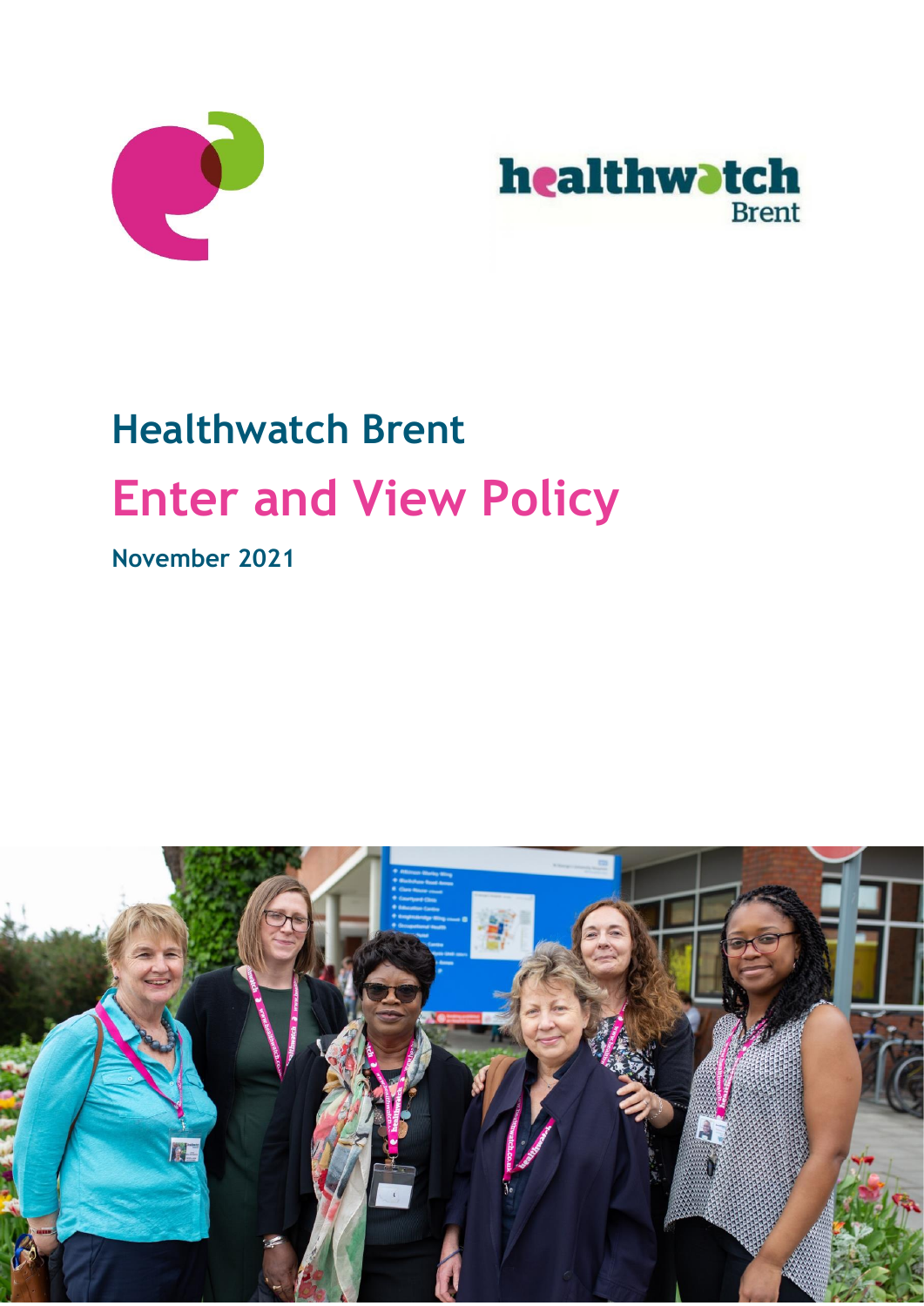# Healthwatch Brent

# Enter and View Policy

**November 2021**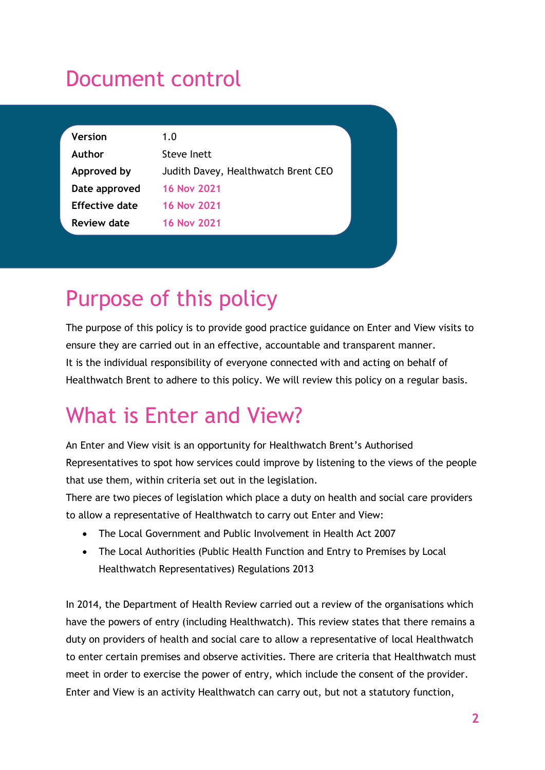# Document control

| Version | 1.0 |
| --- | --- |
| Author | Steve Inett |
| Approved by | Judith Davey, Healthwatch Brent CEO |
| Date approved | 16 Nov 2021 |
| Effective date | 16 Nov 2021 |
| Review date | 16 Nov 2021 |

# Purpose of this policy

The purpose of this policy is to provide good practice guidance on Enter and View visits to ensure they are carried out in an effective, accountable and transparent manner.
It is the individual responsibility of everyone connected with and acting on behalf of Healthwatch Brent to adhere to this policy. We will review this policy on a regular basis.

# What is Enter and View?

An Enter and View visit is an opportunity for Healthwatch Brent's Authorised Representatives to spot how services could improve by listening to the views of the people that use them, within criteria set out in the legislation.
There are two pieces of legislation which place a duty on health and social care providers to allow a representative of Healthwatch to carry out Enter and View:

- The Local Government and Public Involvement in Health Act 2007
- The Local Authorities (Public Health Function and Entry to Premises by Local Healthwatch Representatives) Regulations 2013

In 2014, the Department of Health Review carried out a review of the organisations which have the powers of entry (including Healthwatch). This review states that there remains a duty on providers of health and social care to allow a representative of local Healthwatch to enter certain premises and observe activities. There are criteria that Healthwatch must meet in order to exercise the power of entry, which include the consent of the provider. Enter and View is an activity Healthwatch can carry out, but not a statutory function,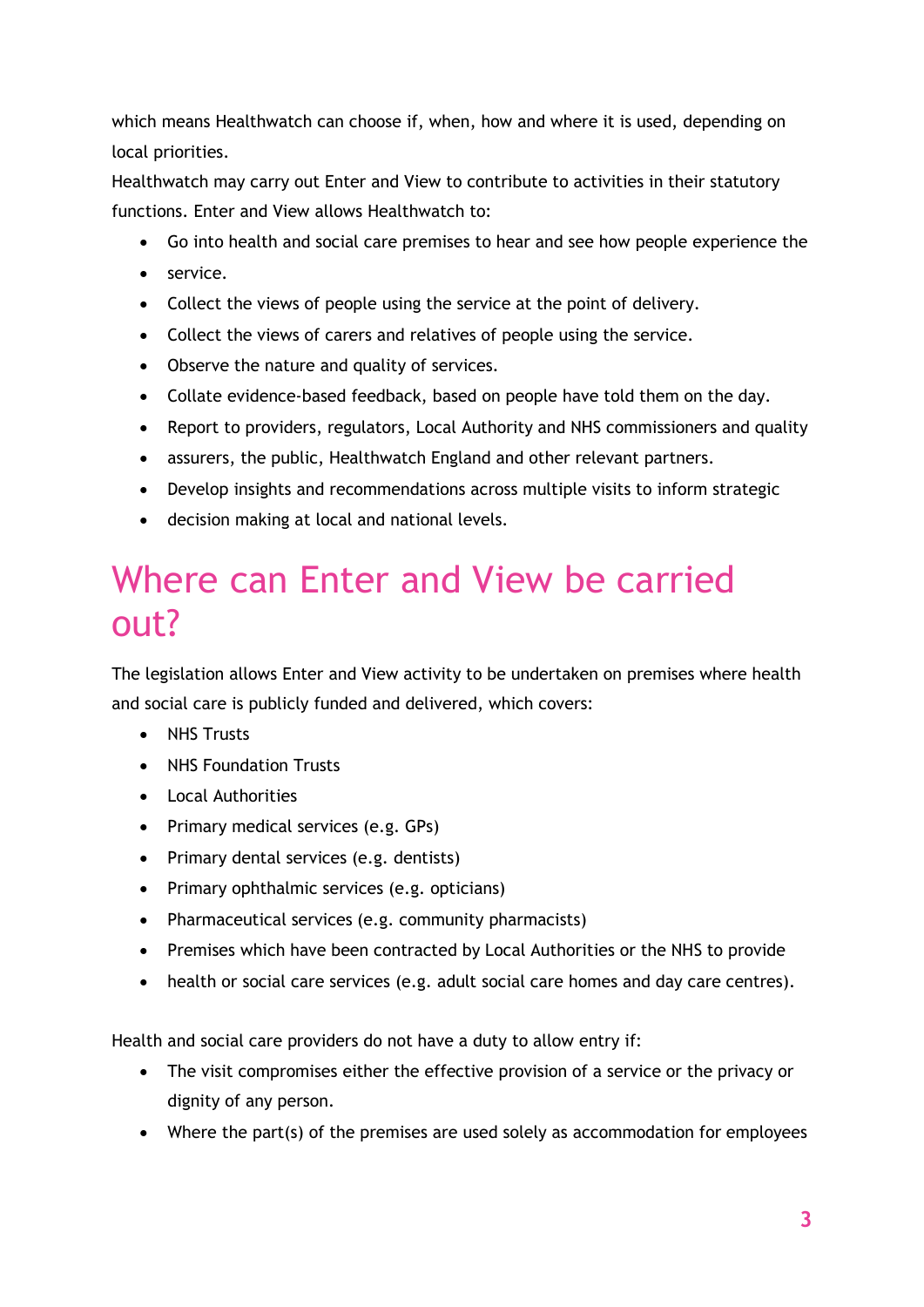which means Healthwatch can choose if, when, how and where it is used, depending on local priorities.

Healthwatch may carry out Enter and View to contribute to activities in their statutory functions. Enter and View allows Healthwatch to:

- Go into health and social care premises to hear and see how people experience the
- service.
- Collect the views of people using the service at the point of delivery.
- Collect the views of carers and relatives of people using the service.
- Observe the nature and quality of services.
- Collate evidence-based feedback, based on people have told them on the day.
- Report to providers, regulators, Local Authority and NHS commissioners and quality
- assurers, the public, Healthwatch England and other relevant partners.
- Develop insights and recommendations across multiple visits to inform strategic
- decision making at local and national levels.

# Where can Enter and View be carried out?

The legislation allows Enter and View activity to be undertaken on premises where health and social care is publicly funded and delivered, which covers:

- NHS Trusts
- NHS Foundation Trusts
- Local Authorities
- Primary medical services (e.g. GPs)
- Primary dental services (e.g. dentists)
- Primary ophthalmic services (e.g. opticians)
- Pharmaceutical services (e.g. community pharmacists)
- Premises which have been contracted by Local Authorities or the NHS to provide
- health or social care services (e.g. adult social care homes and day care centres).

Health and social care providers do not have a duty to allow entry if:

- The visit compromises either the effective provision of a service or the privacy or dignity of any person.
- Where the part(s) of the premises are used solely as accommodation for employees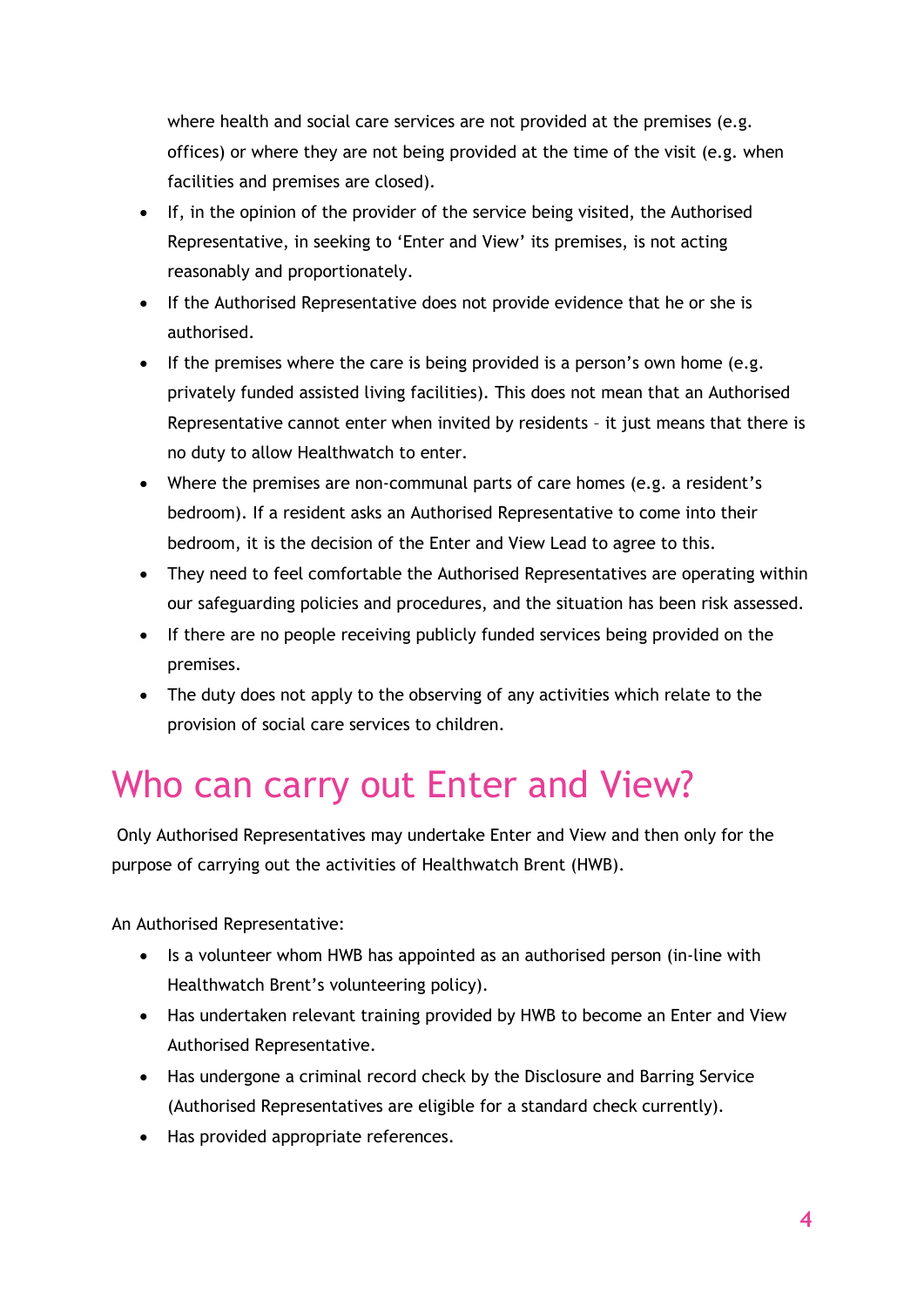where health and social care services are not provided at the premises (e.g. offices) or where they are not being provided at the time of the visit (e.g. when facilities and premises are closed).

- If, in the opinion of the provider of the service being visited, the Authorised Representative, in seeking to 'Enter and View' its premises, is not acting reasonably and proportionately.
- If the Authorised Representative does not provide evidence that he or she is authorised.
- If the premises where the care is being provided is a person's own home (e.g. privately funded assisted living facilities). This does not mean that an Authorised Representative cannot enter when invited by residents – it just means that there is no duty to allow Healthwatch to enter.
- Where the premises are non-communal parts of care homes (e.g. a resident's bedroom). If a resident asks an Authorised Representative to come into their bedroom, it is the decision of the Enter and View Lead to agree to this.
- They need to feel comfortable the Authorised Representatives are operating within our safeguarding policies and procedures, and the situation has been risk assessed.
- If there are no people receiving publicly funded services being provided on the premises.
- The duty does not apply to the observing of any activities which relate to the provision of social care services to children.

# Who can carry out Enter and View?

Only Authorised Representatives may undertake Enter and View and then only for the purpose of carrying out the activities of Healthwatch Brent (HWB).

An Authorised Representative:

- Is a volunteer whom HWB has appointed as an authorised person (in-line with Healthwatch Brent's volunteering policy).
- Has undertaken relevant training provided by HWB to become an Enter and View Authorised Representative.
- Has undergone a criminal record check by the Disclosure and Barring Service (Authorised Representatives are eligible for a standard check currently).
- Has provided appropriate references.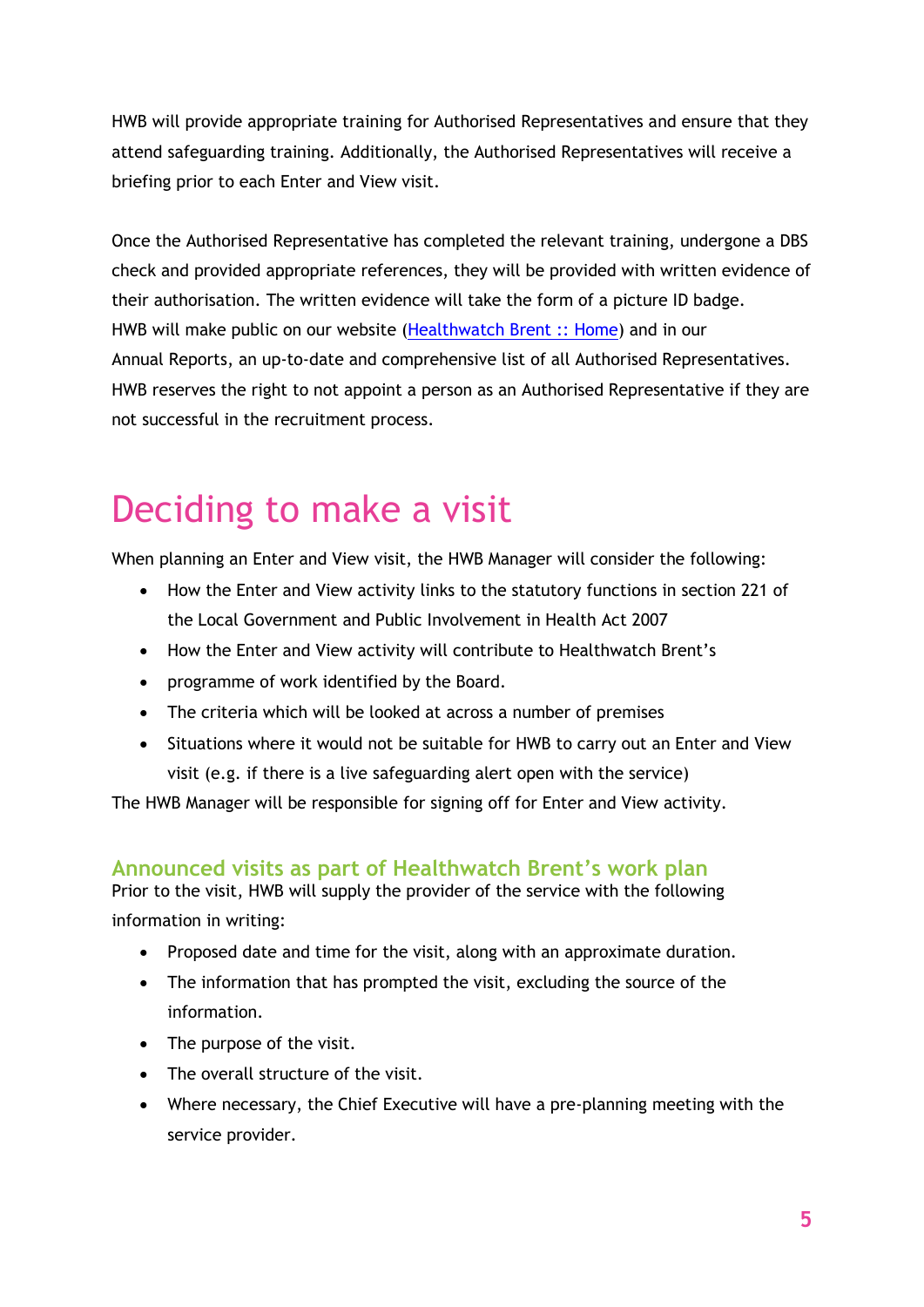HWB will provide appropriate training for Authorised Representatives and ensure that they attend safeguarding training. Additionally, the Authorised Representatives will receive a briefing prior to each Enter and View visit.

Once the Authorised Representative has completed the relevant training, undergone a DBS check and provided appropriate references, they will be provided with written evidence of their authorisation. The written evidence will take the form of a picture ID badge. HWB will make public on our website (Healthwatch Brent :: Home) and in our Annual Reports, an up-to-date and comprehensive list of all Authorised Representatives. HWB reserves the right to not appoint a person as an Authorised Representative if they are not successful in the recruitment process.

# Deciding to make a visit

When planning an Enter and View visit, the HWB Manager will consider the following:

- How the Enter and View activity links to the statutory functions in section 221 of the Local Government and Public Involvement in Health Act 2007
- How the Enter and View activity will contribute to Healthwatch Brent's
- programme of work identified by the Board.
- The criteria which will be looked at across a number of premises
- Situations where it would not be suitable for HWB to carry out an Enter and View visit (e.g. if there is a live safeguarding alert open with the service)

The HWB Manager will be responsible for signing off for Enter and View activity.

## Announced visits as part of Healthwatch Brent's work plan

Prior to the visit, HWB will supply the provider of the service with the following information in writing:

- Proposed date and time for the visit, along with an approximate duration.
- The information that has prompted the visit, excluding the source of the information.
- The purpose of the visit.
- The overall structure of the visit.
- Where necessary, the Chief Executive will have a pre-planning meeting with the service provider.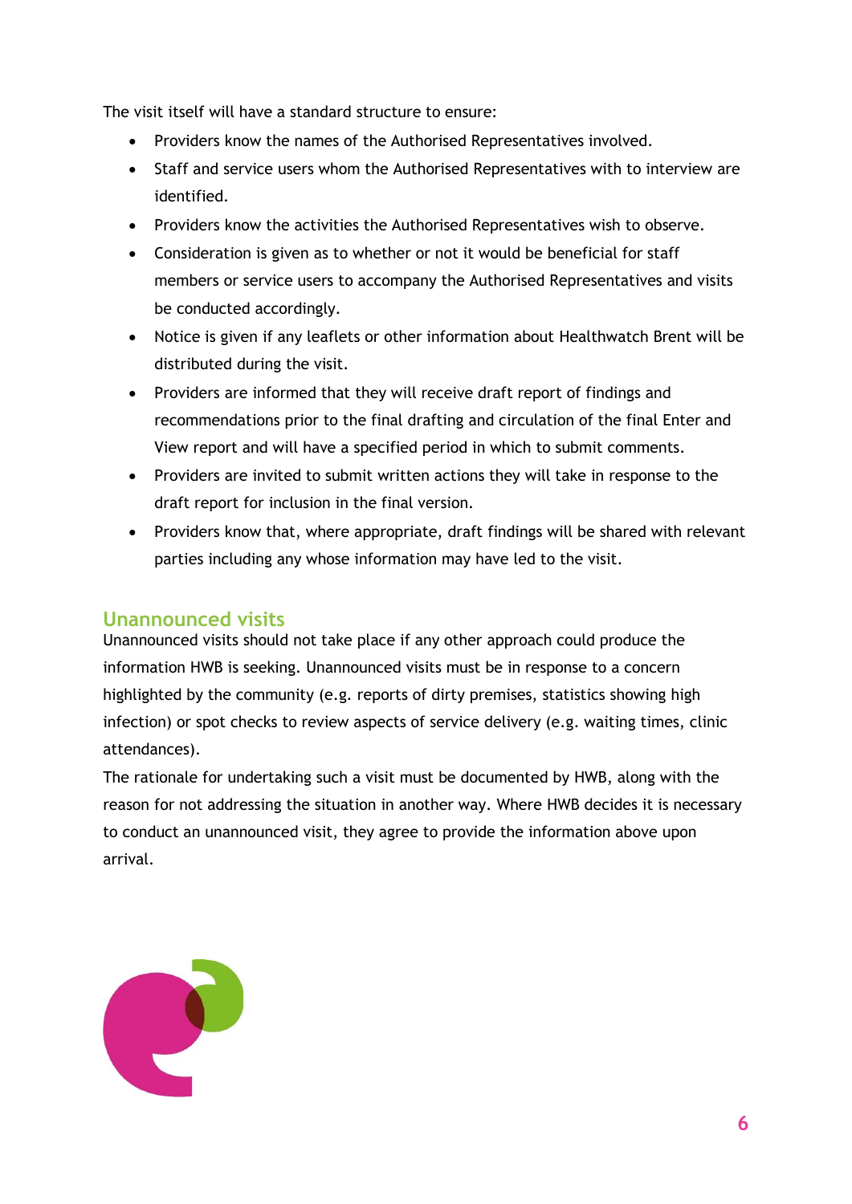The visit itself will have a standard structure to ensure:

- Providers know the names of the Authorised Representatives involved.
- Staff and service users whom the Authorised Representatives with to interview are identified.
- Providers know the activities the Authorised Representatives wish to observe.
- Consideration is given as to whether or not it would be beneficial for staff members or service users to accompany the Authorised Representatives and visits be conducted accordingly.
- Notice is given if any leaflets or other information about Healthwatch Brent will be distributed during the visit.
- Providers are informed that they will receive draft report of findings and recommendations prior to the final drafting and circulation of the final Enter and View report and will have a specified period in which to submit comments.
- Providers are invited to submit written actions they will take in response to the draft report for inclusion in the final version.
- Providers know that, where appropriate, draft findings will be shared with relevant parties including any whose information may have led to the visit.

## Unannounced visits

Unannounced visits should not take place if any other approach could produce the information HWB is seeking. Unannounced visits must be in response to a concern highlighted by the community (e.g. reports of dirty premises, statistics showing high infection) or spot checks to review aspects of service delivery (e.g. waiting times, clinic attendances).

The rationale for undertaking such a visit must be documented by HWB, along with the reason for not addressing the situation in another way. Where HWB decides it is necessary to conduct an unannounced visit, they agree to provide the information above upon arrival.